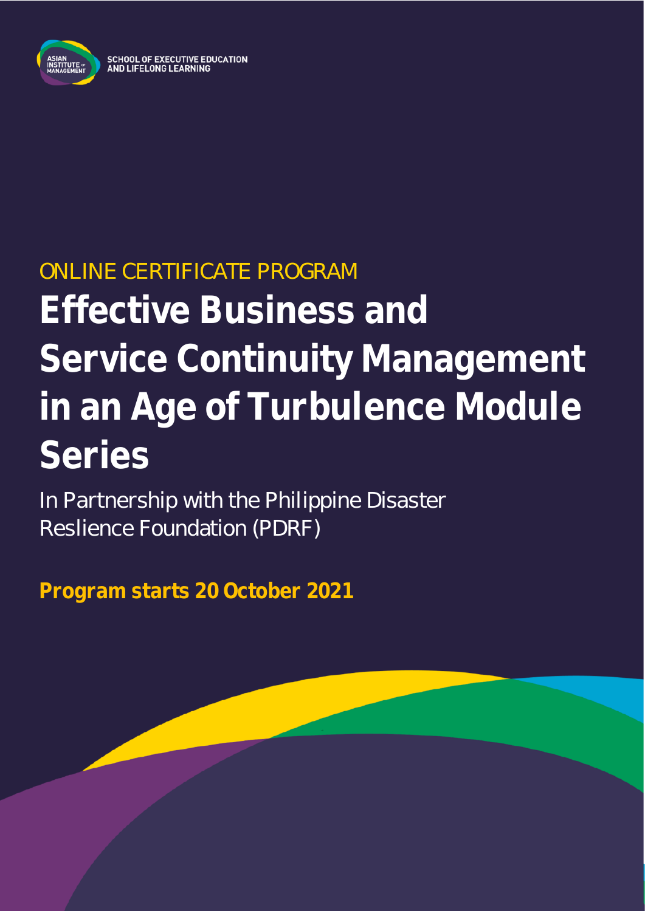SCHOOL OF EXECUTIVE EDUCATION AND LIFELONG LEARNING

ONLINE CERTIFICATE PROGRAM

# Effective Business and Service Continuity Management in an Age of Turbulence Module Series

In Partnership with the Philippine Disaster Reslience Foundation (PDRF)

**Program starts 20 October 2021**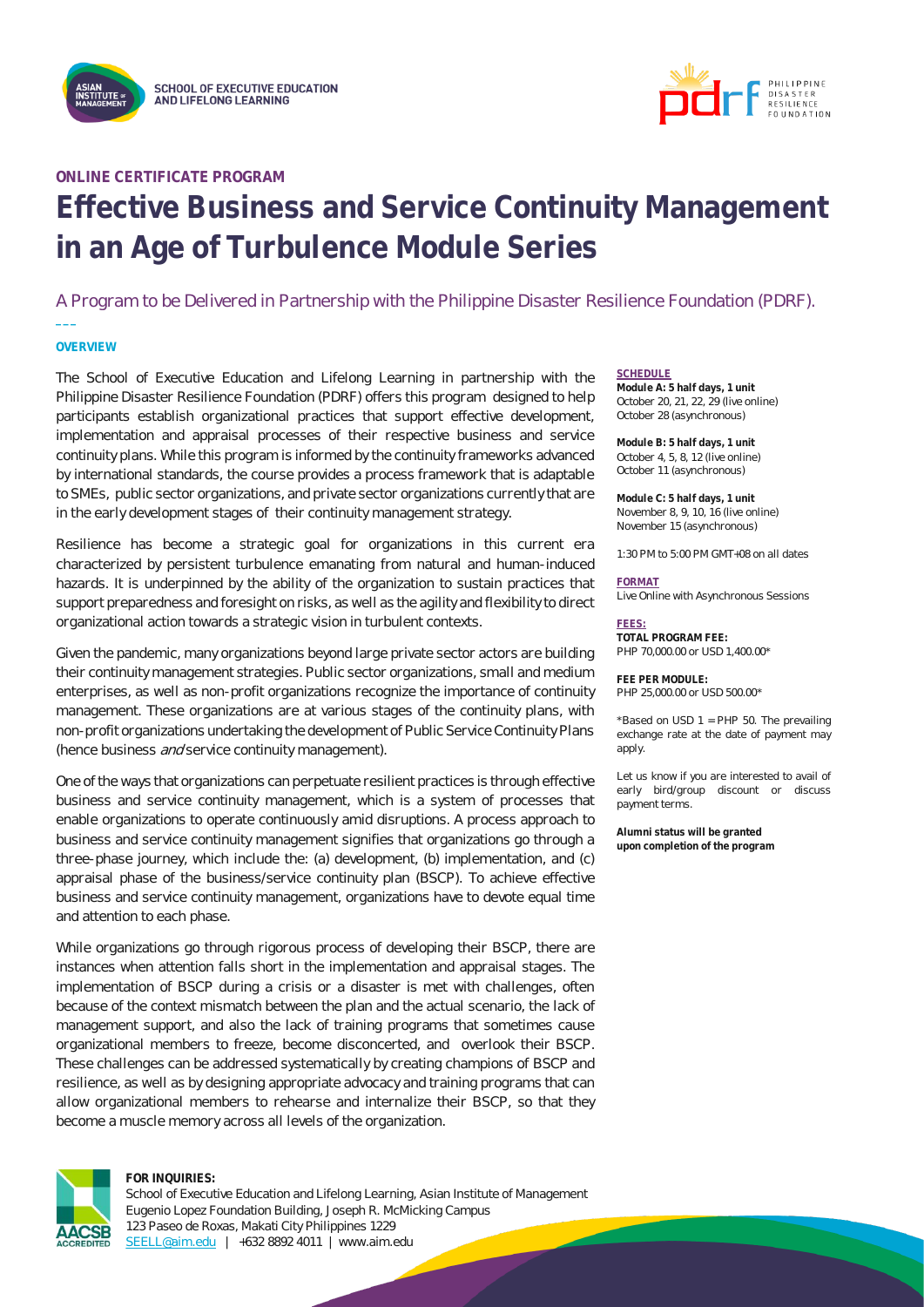SCHOOL OF EXECUTIVE EDUCATION AND LIFELONG LEARNING

**ONLINE CERTIFICATE PROGRAM**

# Effective Business and Service Continuity Management in an Age of Turbulence Module Series

A Program to be Delivered in Partnership with the Philippine Disaster Resilience Foundation (PDRF).

## OVERVIEW

The School of Executive Education and Lifelong Learning in partnership with the Philippine Disaster Resilience Foundation (PDRF) offers this program designed to help participants establish organizational practices that support effective development, implementation and appraisal processes of their respective business and service continuity plans. While this program is informed by the continuity frameworks advanced by international standards, the course provides a process framework that is adaptable to SMEs, public sector organizations, and private sector organizations currently that are in the early development stages of their continuity management strategy.

Resilience has become a strategic goal for organizations in this current era characterized by persistent turbulence emanating from natural and human-induced hazards. It is underpinned by the ability of the organization to sustain practices that support preparedness and foresight on risks, as well as the agility and flexibility to direct organizational action towards a strategic vision in turbulent contexts.

Given the pandemic, many organizations beyond large private sector actors are building their continuity management strategies. Public sector organizations, small and medium enterprises, as well as non-profit organizations recognize the importance of continuity management. These organizations are at various stages of the continuity plans, with non-profit organizations undertaking the development of Public Service Continuity Plans (hence business *and* service continuity management).

One of the ways that organizations can perpetuate resilient practices is through effective business and service continuity management, which is a system of processes that enable organizations to operate continuously amid disruptions. A process approach to business and service continuity management signifies that organizations go through a three-phase journey, which include the: (a) development, (b) implementation, and (c) appraisal phase of the business/service continuity plan (BSCP). To achieve effective business and service continuity management, organizations have to devote equal time and attention to each phase.

While organizations go through rigorous process of developing their BSCP, there are instances when attention falls short in the implementation and appraisal stages. The implementation of BSCP during a crisis or a disaster is met with challenges, often because of the context mismatch between the plan and the actual scenario, the lack of management support, and also the lack of training programs that sometimes cause organizational members to freeze, become disconcerted, and overlook their BSCP. These challenges can be addressed systematically by creating champions of BSCP and resilience, as well as by designing appropriate advocacy and training programs that can allow organizational members to rehearse and internalize their BSCP, so that they become a muscle memory across all levels of the organization.

### SCHEDULE

**Module A: 5 half days, 1 unit**
October 20, 21, 22, 29 (live online)
October 28 (asynchronous)

**Module B: 5 half days, 1 unit**
October 4, 5, 8, 12 (live online)
October 11 (asynchronous)

**Module C: 5 half days, 1 unit**
November 8, 9, 10, 16 (live online)
November 15 (asynchronous)

1:30 PM to 5:00 PM GMT+08 on all dates

### FORMAT

Live Online with Asynchronous Sessions

### FEES:

**TOTAL PROGRAM FEE:**
PHP 70,000.00 or USD 1,400.00*

**FEE PER MODULE:**
PHP 25,000.00 or USD 500.00*

*Based on USD 1 = PHP 50. The prevailing exchange rate at the date of payment may apply.

Let us know if you are interested to avail of early bird/group discount or discuss payment terms.

**Alumni status will be granted upon completion of the program**

**FOR INQUIRIES:**
School of Executive Education and Lifelong Learning, Asian Institute of Management
Eugenio Lopez Foundation Building, Joseph R. McMicking Campus
123 Paseo de Roxas, Makati City Philippines 1229
SEELL@aim.edu | +632 8892 4011 | www.aim.edu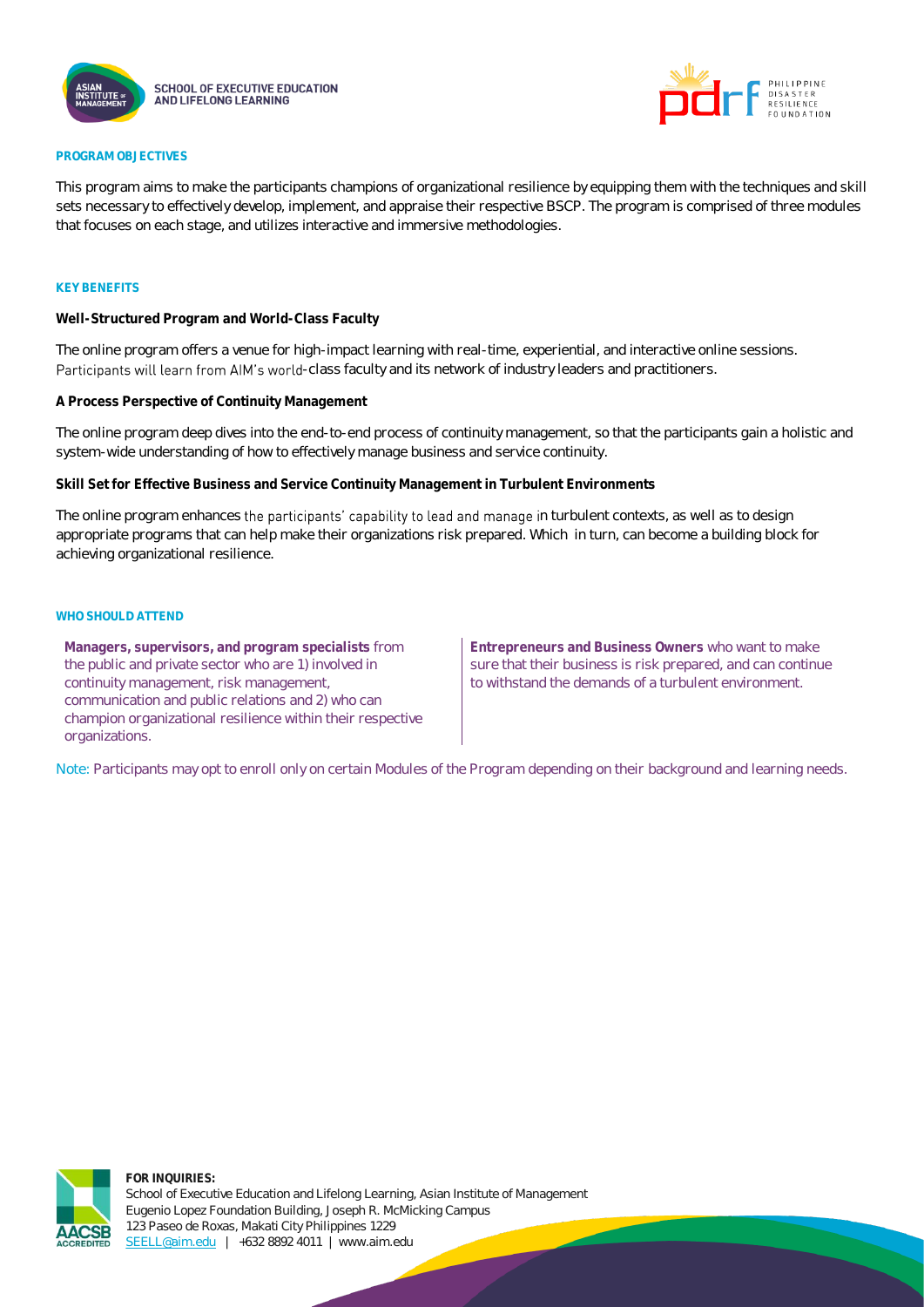## PROGRAM OBJECTIVES

This program aims to make the participants champions of organizational resilience by equipping them with the techniques and skill sets necessary to effectively develop, implement, and appraise their respective BSCP. The program is comprised of three modules that focuses on each stage, and utilizes interactive and immersive methodologies.

## KEY BENEFITS

**Well-Structured Program and World-Class Faculty**

The online program offers a venue for high-impact learning with real-time, experiential, and interactive online sessions. Participants will learn from AIM's world-class faculty and its network of industry leaders and practitioners.

**A Process Perspective of Continuity Management**

The online program deep dives into the end-to-end process of continuity management, so that the participants gain a holistic and system-wide understanding of how to effectively manage business and service continuity.

**Skill Set for Effective Business and Service Continuity Management in Turbulent Environments**

The online program enhances the participants' capability to lead and manage in turbulent contexts, as well as to design appropriate programs that can help make their organizations risk prepared. Which in turn, can become a building block for achieving organizational resilience.

## WHO SHOULD ATTEND

**Managers, supervisors, and program specialists** from the public and private sector who are 1) involved in continuity management, risk management, communication and public relations and 2) who can champion organizational resilience within their respective organizations.

**Entrepreneurs and Business Owners** who want to make sure that their business is risk prepared, and can continue to withstand the demands of a turbulent environment.

Note: Participants may opt to enroll only on certain Modules of the Program depending on their background and learning needs.

**FOR INQUIRIES:**
School of Executive Education and Lifelong Learning, Asian Institute of Management
Eugenio Lopez Foundation Building, Joseph R. McMicking Campus
123 Paseo de Roxas, Makati City Philippines 1229
SEELL@aim.edu | +632 8892 4011 | www.aim.edu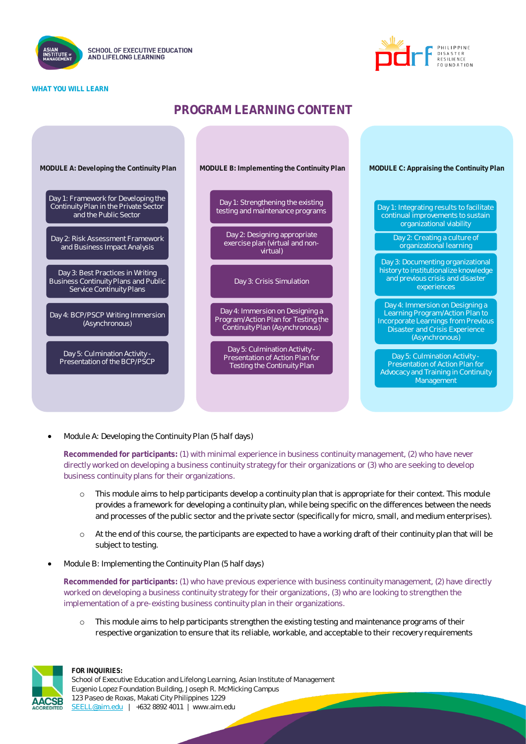**WHAT YOU WILL LEARN**

## PROGRAM LEARNING CONTENT

| MODULE A: Developing the Continuity Plan | MODULE B: Implementing the Continuity Plan | MODULE C: Appraising the Continuity Plan |
|---|---|---|
| Day 1: Framework for Developing the Continuity Plan in the Private Sector and the Public Sector | Day 1: Strengthening the existing testing and maintenance programs | Day 1: Integrating results to facilitate continual improvements to sustain organizational viability |
| Day 2: Risk Assessment Framework and Business Impact Analysis | Day 2: Designing appropriate exercise plan (virtual and non-virtual) | Day 2: Creating a culture of organizational learning |
| Day 3: Best Practices in Writing Business Continuity Plans and Public Service Continuity Plans | Day 3: Crisis Simulation | Day 3: Documenting organizational history to institutionalize knowledge and previous crisis and disaster experiences |
| Day 4: BCP/PSCP Writing Immersion (Asynchronous) | Day 4: Immersion on Designing a Program/Action Plan for Testing the Continuity Plan (Asynchronous) | Day 4: Immersion on Designing a Learning Program/Action Plan to Incorporate Learnings from Previous Disaster and Crisis Experience (Asynchronous) |
| Day 5: Culmination Activity - Presentation of the BCP/PSCP | Day 5: Culmination Activity - Presentation of Action Plan for Testing the Continuity Plan | Day 5: Culmination Activity - Presentation of Action Plan for Advocacy and Training in Continuity Management |

- Module A: Developing the Continuity Plan (5 half days)

  **Recommended for participants:** (1) with minimal experience in business continuity management, (2) who have never directly worked on developing a business continuity strategy for their organizations or (3) who are seeking to develop business continuity plans for their organizations.

  - This module aims to help participants develop a continuity plan that is appropriate for their context. This module provides a framework for developing a continuity plan, while being specific on the differences between the needs and processes of the public sector and the private sector (specifically for micro, small, and medium enterprises).
  - At the end of this course, the participants are expected to have a working draft of their continuity plan that will be subject to testing.

- Module B: Implementing the Continuity Plan (5 half days)

  **Recommended for participants:** (1) who have previous experience with business continuity management, (2) have directly worked on developing a business continuity strategy for their organizations, (3) who are looking to strengthen the implementation of a pre-existing business continuity plan in their organizations.

  - This module aims to help participants strengthen the existing testing and maintenance programs of their respective organization to ensure that its reliable, workable, and acceptable to their recovery requirements

**FOR INQUIRIES:**
School of Executive Education and Lifelong Learning, Asian Institute of Management
Eugenio Lopez Foundation Building, Joseph R. McMicking Campus
123 Paseo de Roxas, Makati City Philippines 1229
SEELL@aim.edu | +632 8892 4011 | www.aim.edu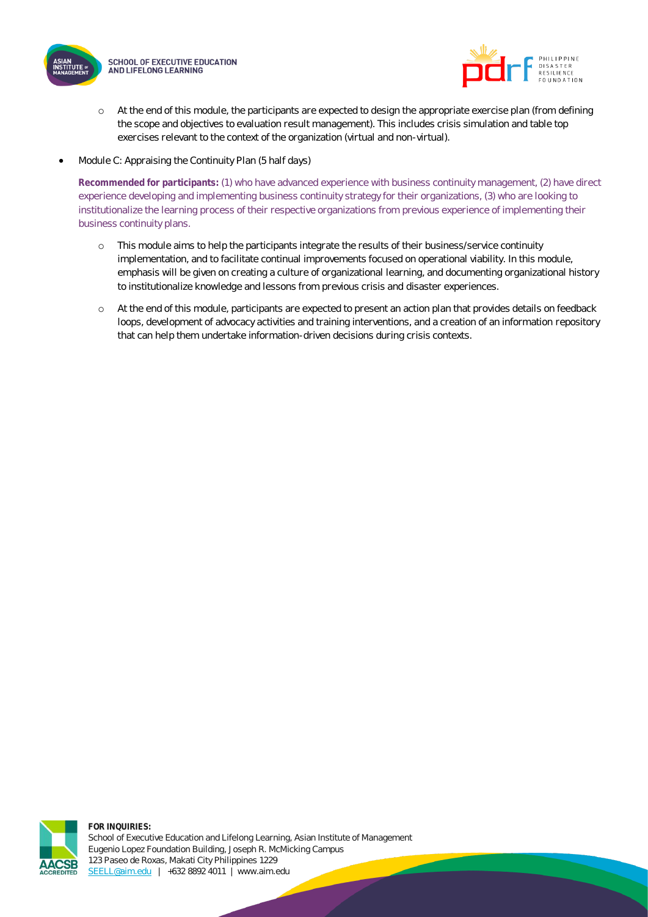- At the end of this module, the participants are expected to design the appropriate exercise plan (from defining the scope and objectives to evaluation result management). This includes crisis simulation and table top exercises relevant to the context of the organization (virtual and non-virtual).

- Module C: Appraising the Continuity Plan (5 half days)

  **Recommended for participants:** (1) who have advanced experience with business continuity management, (2) have direct experience developing and implementing business continuity strategy for their organizations, (3) who are looking to institutionalize the learning process of their respective organizations from previous experience of implementing their business continuity plans.

  - This module aims to help the participants integrate the results of their business/service continuity implementation, and to facilitate continual improvements focused on operational viability. In this module, emphasis will be given on creating a culture of organizational learning, and documenting organizational history to institutionalize knowledge and lessons from previous crisis and disaster experiences.

  - At the end of this module, participants are expected to present an action plan that provides details on feedback loops, development of advocacy activities and training interventions, and a creation of an information repository that can help them undertake information-driven decisions during crisis contexts.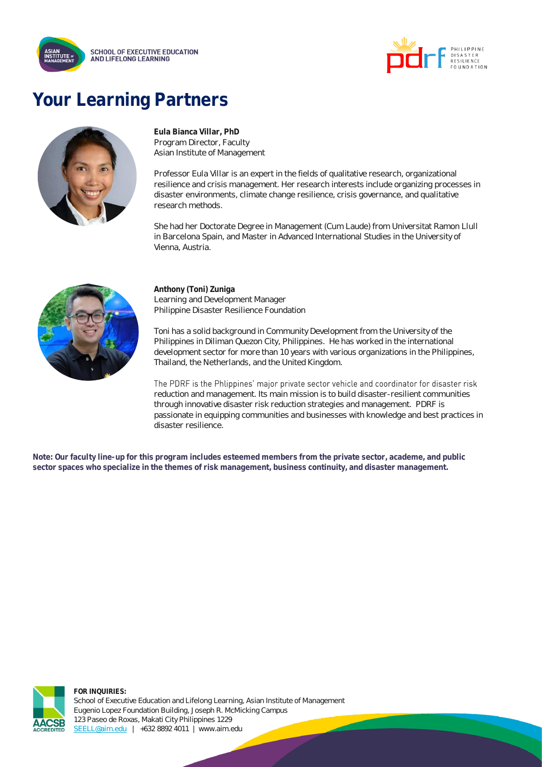# Your Learning Partners

**Eula Bianca Villar, PhD**
Program Director, Faculty
Asian Institute of Management

Professor Eula Villar is an expert in the fields of qualitative research, organizational resilience and crisis management. Her research interests include organizing processes in disaster environments, climate change resilience, crisis governance, and qualitative research methods.

She had her Doctorate Degree in Management (Cum Laude) from Universitat Ramon Llull in Barcelona Spain, and Master in Advanced International Studies in the University of Vienna, Austria.

**Anthony (Toni) Zuniga**
Learning and Development Manager
Philippine Disaster Resilience Foundation

Toni has a solid background in Community Development from the University of the Philippines in Diliman Quezon City, Philippines. He has worked in the international development sector for more than 10 years with various organizations in the Philippines, Thailand, the Netherlands, and the United Kingdom.

The PDRF is the Phlippines' major private sector vehicle and coordinator for disaster risk reduction and management. Its main mission is to build disaster-resilient communities through innovative disaster risk reduction strategies and management. PDRF is passionate in equipping communities and businesses with knowledge and best practices in disaster resilience.

**Note: Our faculty line-up for this program includes esteemed members from the private sector, academe, and public sector spaces who specialize in the themes of risk management, business continuity, and disaster management.**

**FOR INQUIRIES:**
School of Executive Education and Lifelong Learning, Asian Institute of Management
Eugenio Lopez Foundation Building, Joseph R. McMicking Campus
123 Paseo de Roxas, Makati City Philippines 1229
SEELL@aim.edu | +632 8892 4011 | www.aim.edu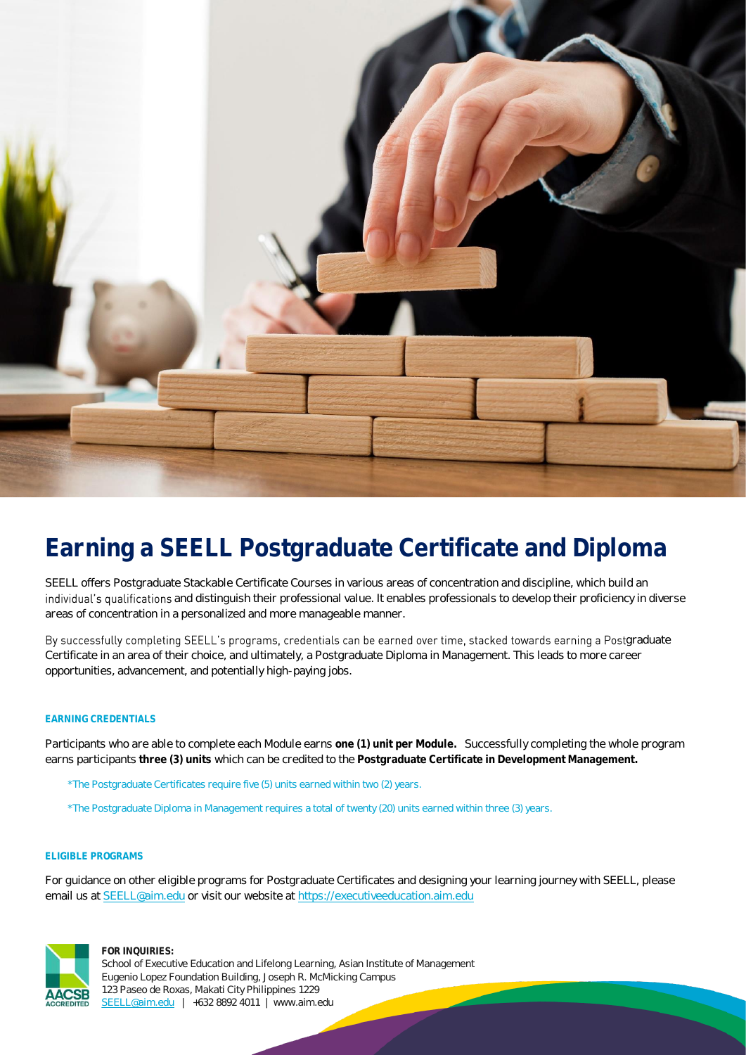# Earning a SEELL Postgraduate Certificate and Diploma

SEELL offers Postgraduate Stackable Certificate Courses in various areas of concentration and discipline, which build an individual's qualifications and distinguish their professional value. It enables professionals to develop their proficiency in diverse areas of concentration in a personalized and more manageable manner.

By successfully completing SEELL's programs, credentials can be earned over time, stacked towards earning a Postgraduate Certificate in an area of their choice, and ultimately, a Postgraduate Diploma in Management. This leads to more career opportunities, advancement, and potentially high-paying jobs.

#### EARNING CREDENTIALS

Participants who are able to complete each Module earns **one (1) unit per Module.** Successfully completing the whole program earns participants **three (3) units** which can be credited to the **Postgraduate Certificate in Development Management.**

*The Postgraduate Certificates require five (5) units earned within two (2) years.

*The Postgraduate Diploma in Management requires a total of twenty (20) units earned within three (3) years.

#### ELIGIBLE PROGRAMS

For guidance on other eligible programs for Postgraduate Certificates and designing your learning journey with SEELL, please email us at SEELL@aim.edu or visit our website at https://executiveeducation.aim.edu

AACSB ACCREDITED

**FOR INQUIRIES:**
School of Executive Education and Lifelong Learning, Asian Institute of Management
Eugenio Lopez Foundation Building, Joseph R. McMicking Campus
123 Paseo de Roxas, Makati City Philippines 1229
SEELL@aim.edu | +632 8892 4011 | www.aim.edu